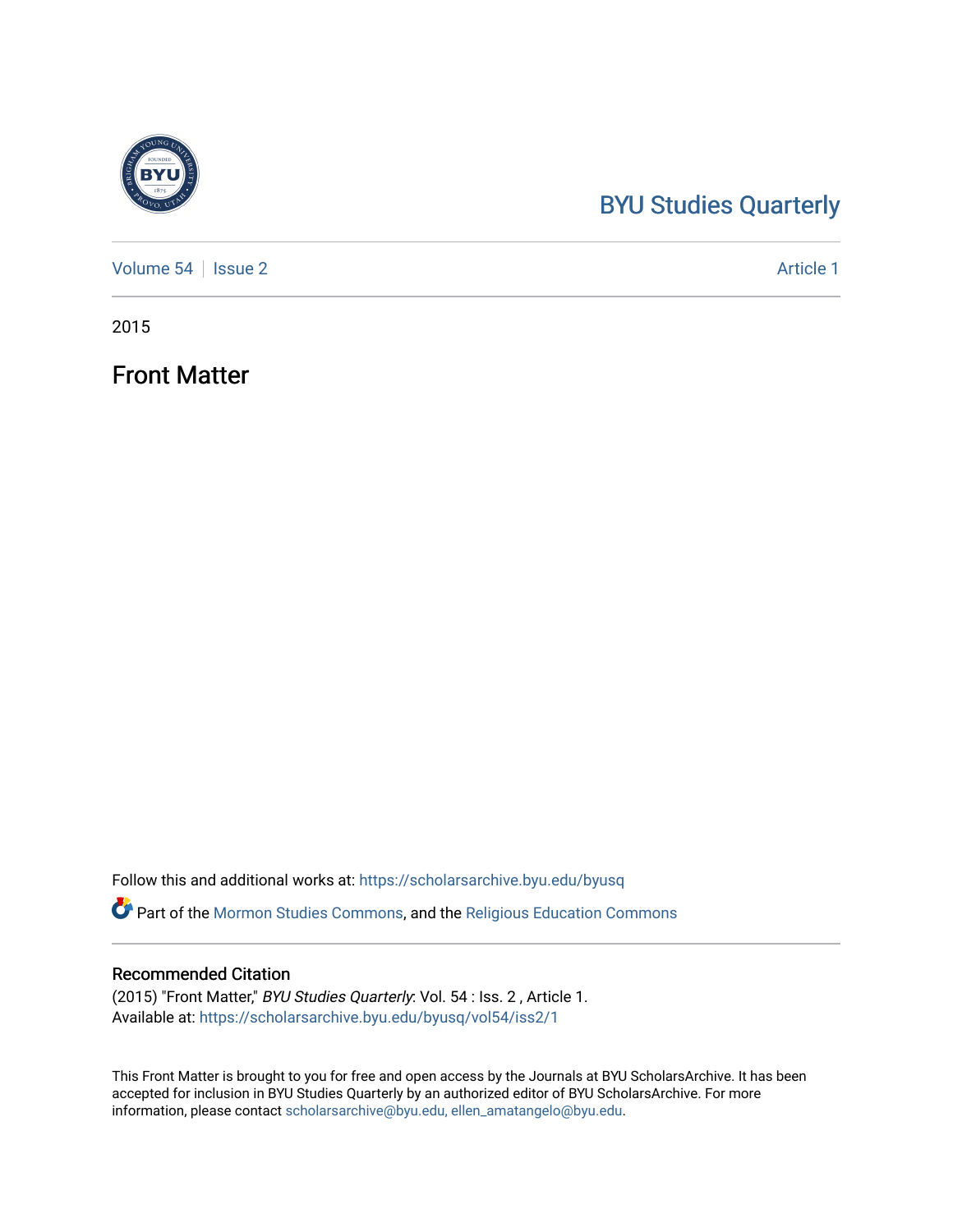BYU Studies Quarterly

Volume 54 | Issue 2 Article 1

2015

# Front Matter

Follow this and additional works at: https://scholarsarchive.byu.edu/byusq

Part of the Mormon Studies Commons, and the Religious Education Commons

## Recommended Citation

(2015) "Front Matter," *BYU Studies Quarterly*: Vol. 54 : Iss. 2 , Article 1.
Available at: https://scholarsarchive.byu.edu/byusq/vol54/iss2/1

This Front Matter is brought to you for free and open access by the Journals at BYU ScholarsArchive. It has been accepted for inclusion in BYU Studies Quarterly by an authorized editor of BYU ScholarsArchive. For more information, please contact scholarsarchive@byu.edu, ellen_amatangelo@byu.edu.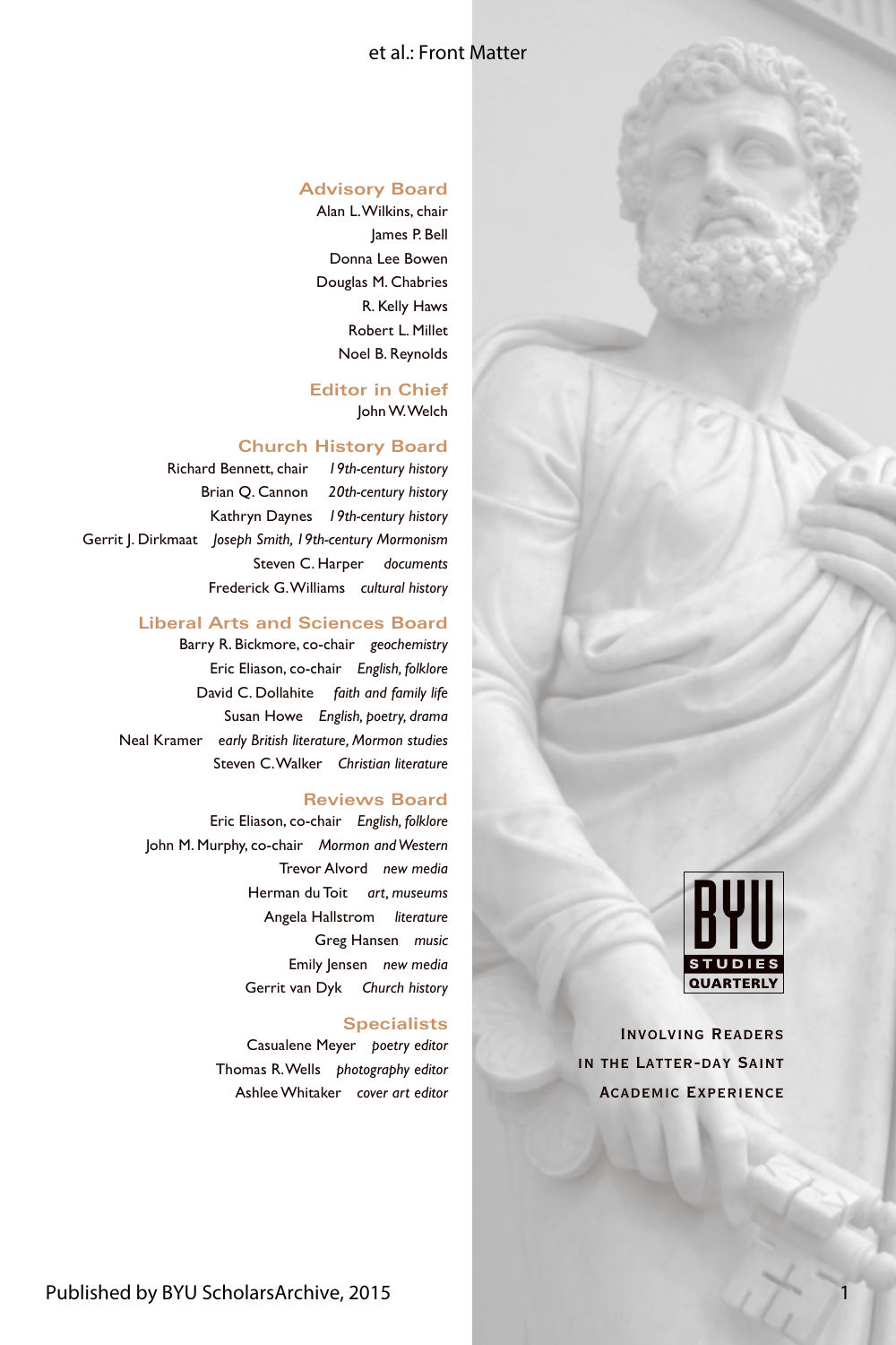## Advisory Board

Alan L. Wilkins, chair
James P. Bell
Donna Lee Bowen
Douglas M. Chabries
R. Kelly Haws
Robert L. Millet
Noel B. Reynolds

## Editor in Chief

John W. Welch

## Church History Board

Richard Bennett, chair *19th-century history*
Brian Q. Cannon *20th-century history*
Kathryn Daynes *19th-century history*
Gerrit J. Dirkmaat *Joseph Smith, 19th-century Mormonism*
Steven C. Harper *documents*
Frederick G. Williams *cultural history*

## Liberal Arts and Sciences Board

Barry R. Bickmore, co-chair *geochemistry*
Eric Eliason, co-chair *English, folklore*
David C. Dollahite *faith and family life*
Susan Howe *English, poetry, drama*
Neal Kramer *early British literature, Mormon studies*
Steven C. Walker *Christian literature*

## Reviews Board

Eric Eliason, co-chair *English, folklore*
John M. Murphy, co-chair *Mormon and Western*
Trevor Alvord *new media*
Herman du Toit *art, museums*
Angela Hallstrom *literature*
Greg Hansen *music*
Emily Jensen *new media*
Gerrit van Dyk *Church history*

## Specialists

Casualene Meyer *poetry editor*
Thomas R. Wells *photography editor*
Ashlee Whitaker *cover art editor*

BYU STUDIES QUARTERLY

INVOLVING READERS IN THE LATTER-DAY SAINT ACADEMIC EXPERIENCE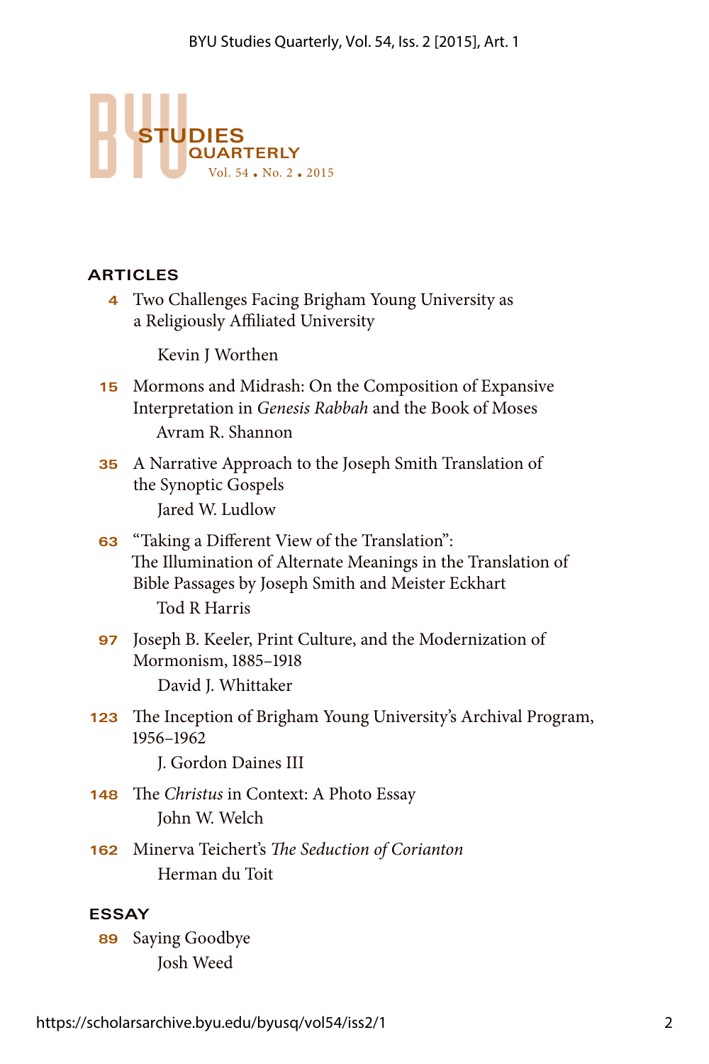# BYU STUDIES QUARTERLY

Vol. 54 • No. 2 • 2015

## ARTICLES

**4** Two Challenges Facing Brigham Young University as a Religiously Affiliated University
Kevin J Worthen

**15** Mormons and Midrash: On the Composition of Expansive Interpretation in *Genesis Rabbah* and the Book of Moses
Avram R. Shannon

**35** A Narrative Approach to the Joseph Smith Translation of the Synoptic Gospels
Jared W. Ludlow

**63** "Taking a Different View of the Translation": The Illumination of Alternate Meanings in the Translation of Bible Passages by Joseph Smith and Meister Eckhart
Tod R Harris

**97** Joseph B. Keeler, Print Culture, and the Modernization of Mormonism, 1885–1918
David J. Whittaker

**123** The Inception of Brigham Young University's Archival Program, 1956–1962
J. Gordon Daines III

**148** The *Christus* in Context: A Photo Essay
John W. Welch

**162** Minerva Teichert's *The Seduction of Corianton*
Herman du Toit

## ESSAY

**89** Saying Goodbye
Josh Weed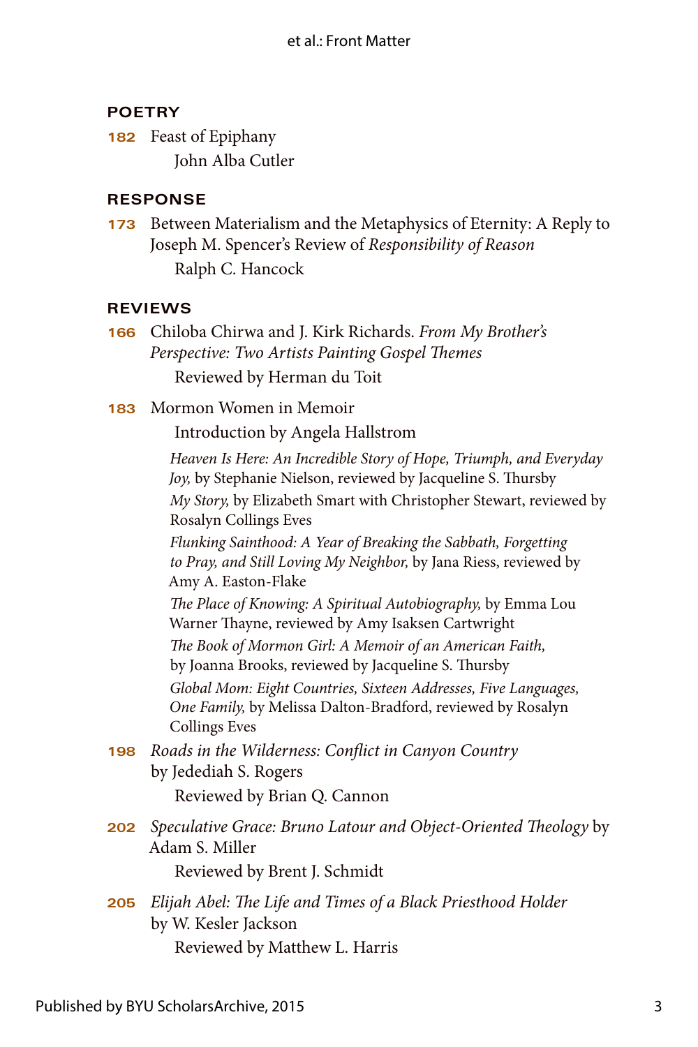## POETRY

**182** Feast of Epiphany
John Alba Cutler

## RESPONSE

**173** Between Materialism and the Metaphysics of Eternity: A Reply to Joseph M. Spencer's Review of *Responsibility of Reason*
Ralph C. Hancock

## REVIEWS

**166** Chiloba Chirwa and J. Kirk Richards. *From My Brother's Perspective: Two Artists Painting Gospel Themes*
Reviewed by Herman du Toit

**183** Mormon Women in Memoir
Introduction by Angela Hallstrom

*Heaven Is Here: An Incredible Story of Hope, Triumph, and Everyday Joy,* by Stephanie Nielson, reviewed by Jacqueline S. Thursby

*My Story,* by Elizabeth Smart with Christopher Stewart, reviewed by Rosalyn Collings Eves

*Flunking Sainthood: A Year of Breaking the Sabbath, Forgetting to Pray, and Still Loving My Neighbor,* by Jana Riess, reviewed by Amy A. Easton-Flake

*The Place of Knowing: A Spiritual Autobiography,* by Emma Lou Warner Thayne, reviewed by Amy Isaksen Cartwright

*The Book of Mormon Girl: A Memoir of an American Faith,* by Joanna Brooks, reviewed by Jacqueline S. Thursby

*Global Mom: Eight Countries, Sixteen Addresses, Five Languages, One Family,* by Melissa Dalton-Bradford, reviewed by Rosalyn Collings Eves

**198** *Roads in the Wilderness: Conflict in Canyon Country* by Jedediah S. Rogers
Reviewed by Brian Q. Cannon

**202** *Speculative Grace: Bruno Latour and Object-Oriented Theology* by Adam S. Miller
Reviewed by Brent J. Schmidt

**205** *Elijah Abel: The Life and Times of a Black Priesthood Holder* by W. Kesler Jackson
Reviewed by Matthew L. Harris